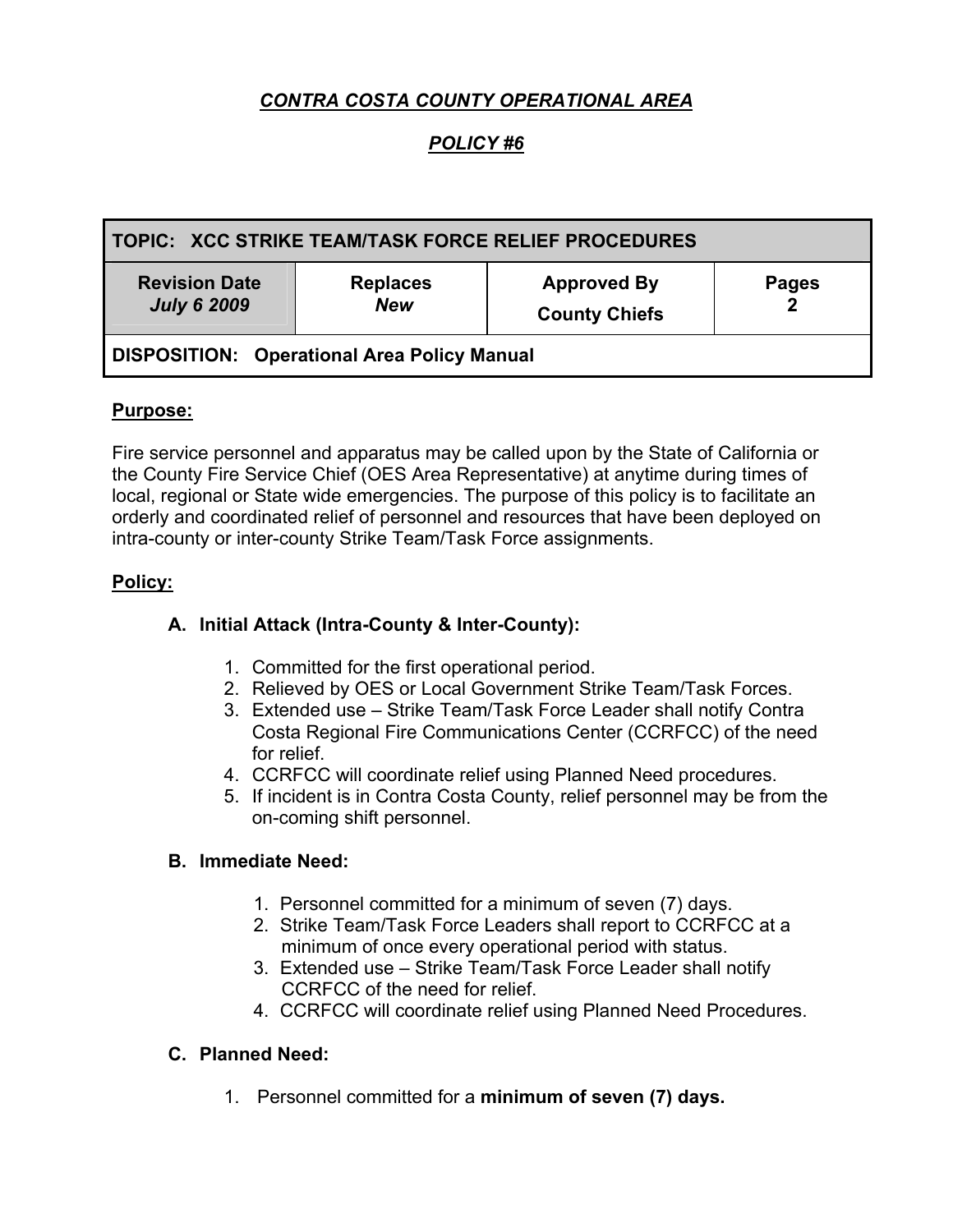# *CONTRA COSTA COUNTY OPERATIONAL AREA*

## *POLICY #6*

| TOPIC: XCC STRIKE TEAM/TASK FORCE RELIEF PROCEDURES | | | |
|---|---|---|---|
| **Revision Date** *July 6 2009* | **Replaces** *New* | **Approved By** **County Chiefs** | **Pages** **2** |
| **DISPOSITION: Operational Area Policy Manual** | | | |

**Purpose:**

Fire service personnel and apparatus may be called upon by the State of California or the County Fire Service Chief (OES Area Representative) at anytime during times of local, regional or State wide emergencies. The purpose of this policy is to facilitate an orderly and coordinated relief of personnel and resources that have been deployed on intra-county or inter-county Strike Team/Task Force assignments.

**Policy:**

### A. Initial Attack (Intra-County & Inter-County):

1. Committed for the first operational period.
2. Relieved by OES or Local Government Strike Team/Task Forces.
3. Extended use – Strike Team/Task Force Leader shall notify Contra Costa Regional Fire Communications Center (CCRFCC) of the need for relief.
4. CCRFCC will coordinate relief using Planned Need procedures.
5. If incident is in Contra Costa County, relief personnel may be from the on-coming shift personnel.

### B. Immediate Need:

1. Personnel committed for a minimum of seven (7) days.
2. Strike Team/Task Force Leaders shall report to CCRFCC at a minimum of once every operational period with status.
3. Extended use – Strike Team/Task Force Leader shall notify CCRFCC of the need for relief.
4. CCRFCC will coordinate relief using Planned Need Procedures.

### C. Planned Need:

1. Personnel committed for a **minimum of seven (7) days.**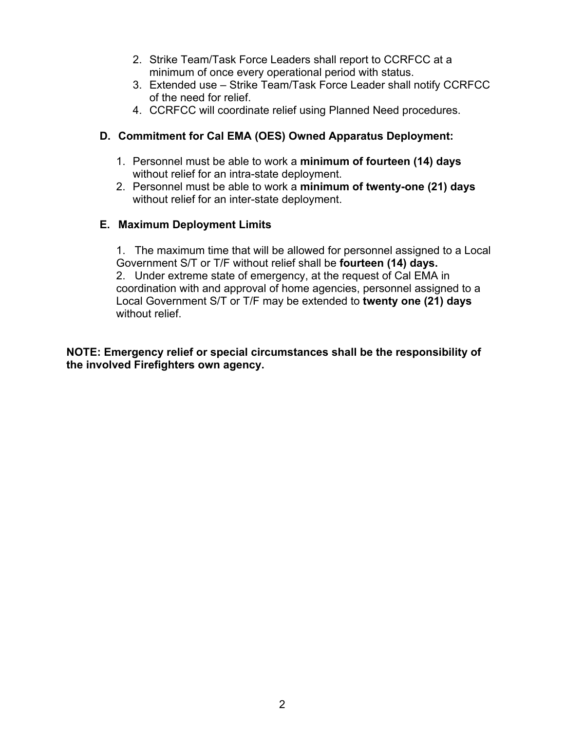2. Strike Team/Task Force Leaders shall report to CCRFCC at a minimum of once every operational period with status.
3. Extended use – Strike Team/Task Force Leader shall notify CCRFCC of the need for relief.
4. CCRFCC will coordinate relief using Planned Need procedures.

### D. Commitment for Cal EMA (OES) Owned Apparatus Deployment:

1. Personnel must be able to work a **minimum of fourteen (14) days** without relief for an intra-state deployment.
2. Personnel must be able to work a **minimum of twenty-one (21) days** without relief for an inter-state deployment.

### E. Maximum Deployment Limits

1. The maximum time that will be allowed for personnel assigned to a Local Government S/T or T/F without relief shall be **fourteen (14) days.**
2. Under extreme state of emergency, at the request of Cal EMA in coordination with and approval of home agencies, personnel assigned to a Local Government S/T or T/F may be extended to **twenty one (21) days** without relief.

**NOTE: Emergency relief or special circumstances shall be the responsibility of the involved Firefighters own agency.**